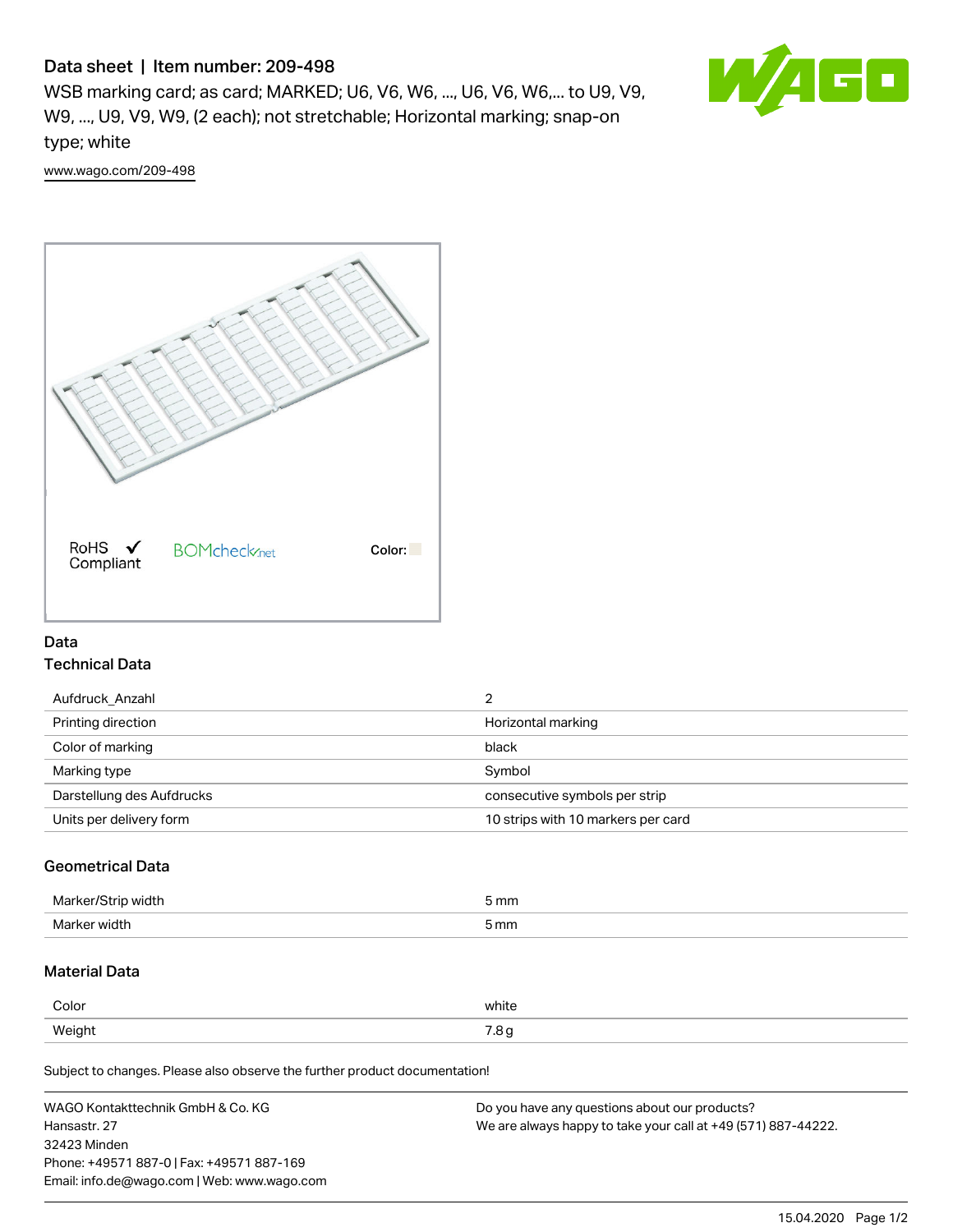# Data sheet | Item number: 209-498

WSB marking card; as card; MARKED; U6, V6, W6, ..., U6, V6, W6,... to U9, V9, W9, ..., U9, V9, W9, (2 each); not stretchable; Horizontal marking; snap-on type; white

www.wago.com/209-498

RoHS ✓ Compliant

BOMcheck.net

Color:

## Data

### Technical Data

| | |
|---|---|
| Aufdruck_Anzahl | 2 |
| Printing direction | Horizontal marking |
| Color of marking | black |
| Marking type | Symbol |
| Darstellung des Aufdrucks | consecutive symbols per strip |
| Units per delivery form | 10 strips with 10 markers per card |

### Geometrical Data

| | |
|---|---|
| Marker/Strip width | 5 mm |
| Marker width | 5 mm |

### Material Data

| | |
|---|---|
| Color | white |
| Weight | 7.8 g |

Subject to changes. Please also observe the further product documentation!

WAGO Kontakttechnik GmbH & Co. KG
Hansastr. 27
32423 Minden
Phone: +49571 887-0 | Fax: +49571 887-169
Email: info.de@wago.com | Web: www.wago.com

Do you have any questions about our products?
We are always happy to take your call at +49 (571) 887-44222.

15.04.2020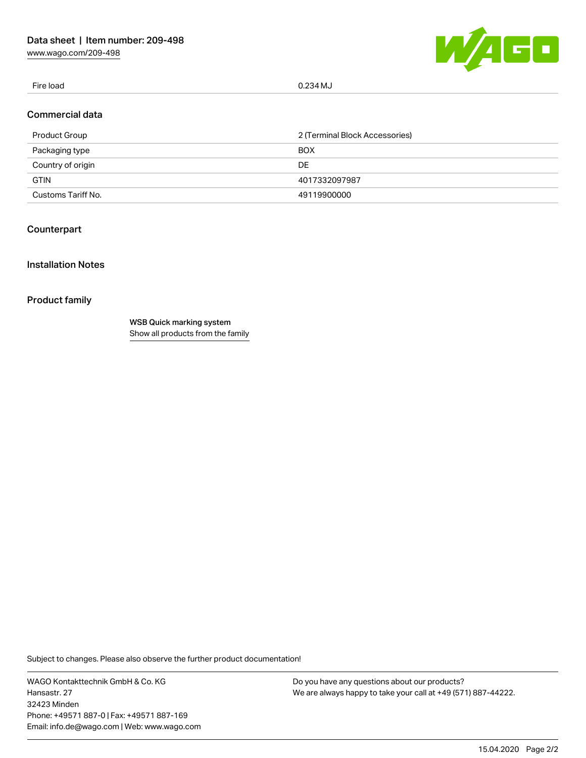| | |
|---|---|
| Fire load | 0.234 MJ |

## Commercial data

| | |
|---|---|
| Product Group | 2 (Terminal Block Accessories) |
| Packaging type | BOX |
| Country of origin | DE |
| GTIN | 4017332097987 |
| Customs Tariff No. | 49119900000 |

## Counterpart

## Installation Notes

## Product family

WSB Quick marking system
Show all products from the family

Subject to changes. Please also observe the further product documentation!

WAGO Kontakttechnik GmbH & Co. KG
Hansastr. 27
32423 Minden
Phone: +49571 887-0 | Fax: +49571 887-169
Email: info.de@wago.com | Web: www.wago.com

Do you have any questions about our products?
We are always happy to take your call at +49 (571) 887-44222.

15.04.2020